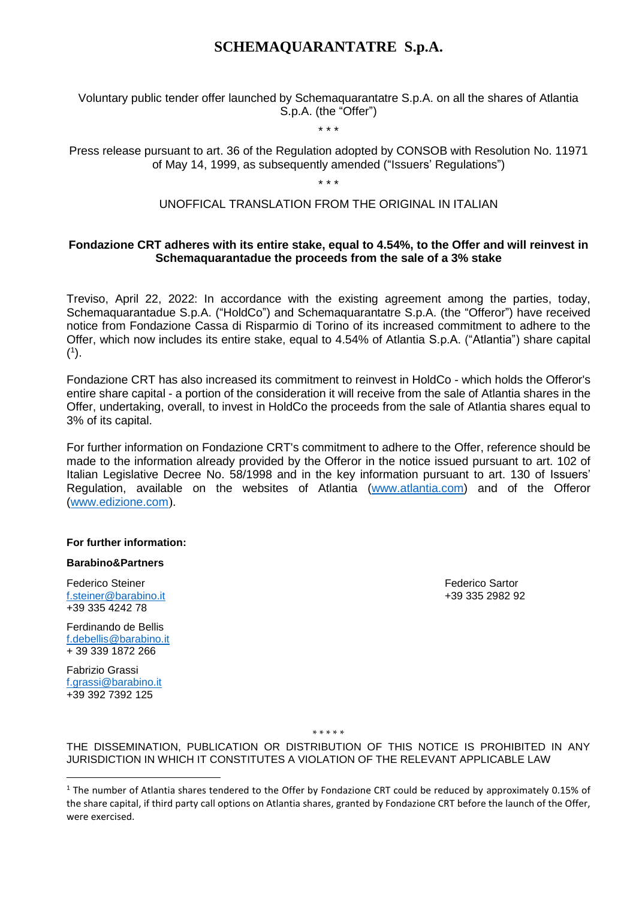# SCHEMAQUARANTATRE S.p.A.

Voluntary public tender offer launched by Schemaquarantatre S.p.A. on all the shares of Atlantia S.p.A. (the "Offer")

\* \* \*

Press release pursuant to art. 36 of the Regulation adopted by CONSOB with Resolution No. 11971 of May 14, 1999, as subsequently amended ("Issuers' Regulations")

\* \* \*

UNOFFICAL TRANSLATION FROM THE ORIGINAL IN ITALIAN

**Fondazione CRT adheres with its entire stake, equal to 4.54%, to the Offer and will reinvest in Schemaquarantadue the proceeds from the sale of a 3% stake**

Treviso, April 22, 2022: In accordance with the existing agreement among the parties, today, Schemaquarantadue S.p.A. ("HoldCo") and Schemaquarantatre S.p.A. (the "Offeror") have received notice from Fondazione Cassa di Risparmio di Torino of its increased commitment to adhere to the Offer, which now includes its entire stake, equal to 4.54% of Atlantia S.p.A. ("Atlantia") share capital ([1]).

Fondazione CRT has also increased its commitment to reinvest in HoldCo - which holds the Offeror's entire share capital - a portion of the consideration it will receive from the sale of Atlantia shares in the Offer, undertaking, overall, to invest in HoldCo the proceeds from the sale of Atlantia shares equal to 3% of its capital.

For further information on Fondazione CRT's commitment to adhere to the Offer, reference should be made to the information already provided by the Offeror in the notice issued pursuant to art. 102 of Italian Legislative Decree No. 58/1998 and in the key information pursuant to art. 130 of Issuers' Regulation, available on the websites of Atlantia (www.atlantia.com) and of the Offeror (www.edizione.com).

**For further information:**

**Barabino&Partners**

Federico Steiner
f.steiner@barabino.it
+39 335 4242 78

Ferdinando de Bellis
f.debellis@barabino.it
+ 39 339 1872 266

Fabrizio Grassi
f.grassi@barabino.it
+39 392 7392 125

Federico Sartor
+39 335 2982 92

\* \* \* \* \*

THE DISSEMINATION, PUBLICATION OR DISTRIBUTION OF THIS NOTICE IS PROHIBITED IN ANY JURISDICTION IN WHICH IT CONSTITUTES A VIOLATION OF THE RELEVANT APPLICABLE LAW

[1] The number of Atlantia shares tendered to the Offer by Fondazione CRT could be reduced by approximately 0.15% of the share capital, if third party call options on Atlantia shares, granted by Fondazione CRT before the launch of the Offer, were exercised.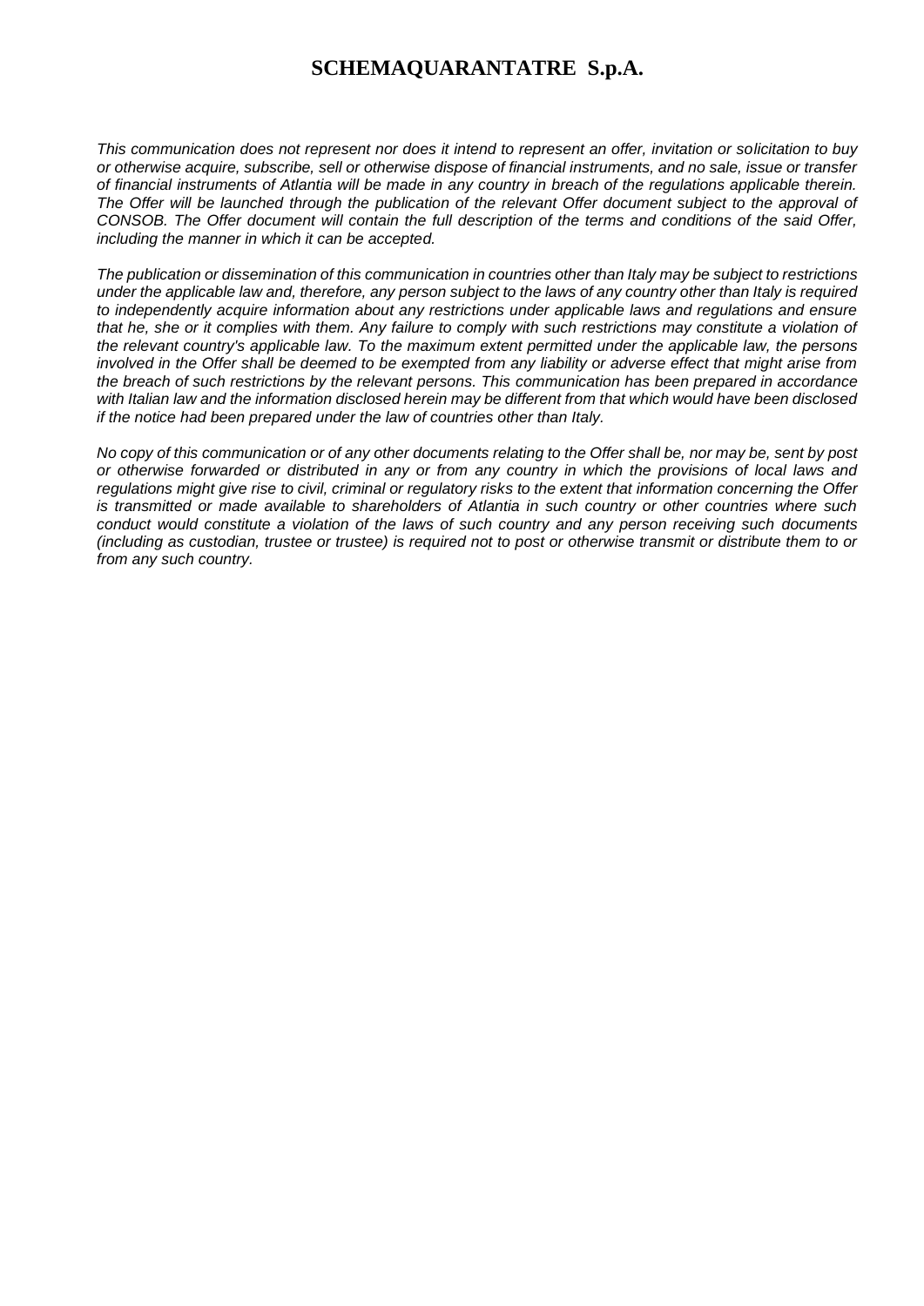# SCHEMAQUARANTATRE S.p.A.

*This communication does not represent nor does it intend to represent an offer, invitation or solicitation to buy or otherwise acquire, subscribe, sell or otherwise dispose of financial instruments, and no sale, issue or transfer of financial instruments of Atlantia will be made in any country in breach of the regulations applicable therein. The Offer will be launched through the publication of the relevant Offer document subject to the approval of CONSOB. The Offer document will contain the full description of the terms and conditions of the said Offer, including the manner in which it can be accepted.*

*The publication or dissemination of this communication in countries other than Italy may be subject to restrictions under the applicable law and, therefore, any person subject to the laws of any country other than Italy is required to independently acquire information about any restrictions under applicable laws and regulations and ensure that he, she or it complies with them. Any failure to comply with such restrictions may constitute a violation of the relevant country's applicable law. To the maximum extent permitted under the applicable law, the persons involved in the Offer shall be deemed to be exempted from any liability or adverse effect that might arise from the breach of such restrictions by the relevant persons. This communication has been prepared in accordance with Italian law and the information disclosed herein may be different from that which would have been disclosed if the notice had been prepared under the law of countries other than Italy.*

*No copy of this communication or of any other documents relating to the Offer shall be, nor may be, sent by post or otherwise forwarded or distributed in any or from any country in which the provisions of local laws and regulations might give rise to civil, criminal or regulatory risks to the extent that information concerning the Offer is transmitted or made available to shareholders of Atlantia in such country or other countries where such conduct would constitute a violation of the laws of such country and any person receiving such documents (including as custodian, trustee or trustee) is required not to post or otherwise transmit or distribute them to or from any such country.*